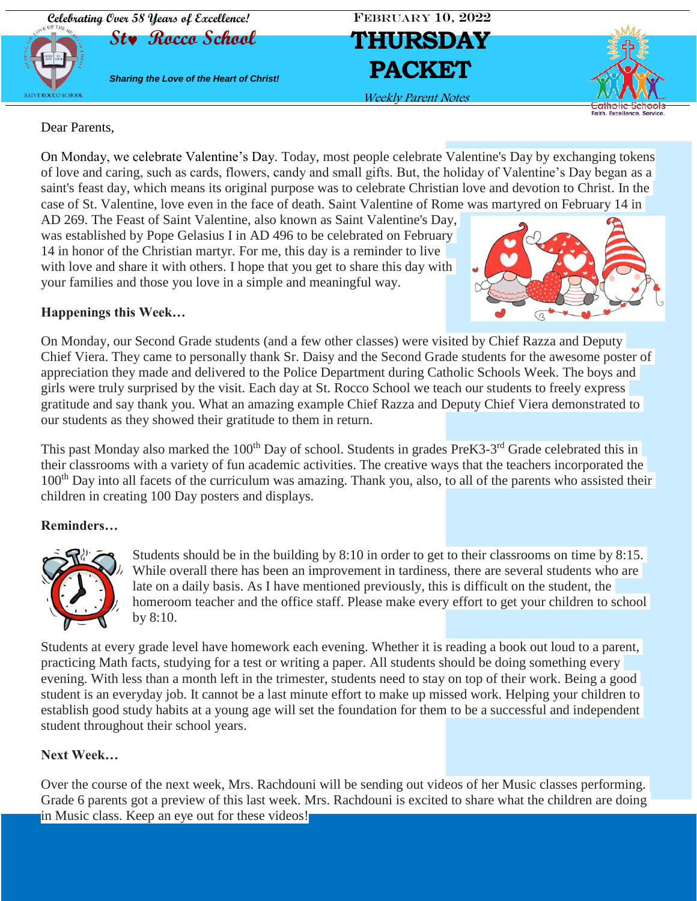Celebrating Over 58 Years of Excellence!

# St. Rocco School

*Sharing the Love of the Heart of Christ!*

FEBRUARY 10, 2022

# THURSDAY PACKET

*Weekly Parent Notes*

Dear Parents,

On Monday, we celebrate Valentine's Day. Today, most people celebrate Valentine's Day by exchanging tokens of love and caring, such as cards, flowers, candy and small gifts. But, the holiday of Valentine's Day began as a saint's feast day, which means its original purpose was to celebrate Christian love and devotion to Christ. In the case of St. Valentine, love even in the face of death. Saint Valentine of Rome was martyred on February 14 in AD 269. The Feast of Saint Valentine, also known as Saint Valentine's Day, was established by Pope Gelasius I in AD 496 to be celebrated on February 14 in honor of the Christian martyr. For me, this day is a reminder to live with love and share it with others. I hope that you get to share this day with your families and those you love in a simple and meaningful way.

**Happenings this Week…**

On Monday, our Second Grade students (and a few other classes) were visited by Chief Razza and Deputy Chief Viera. They came to personally thank Sr. Daisy and the Second Grade students for the awesome poster of appreciation they made and delivered to the Police Department during Catholic Schools Week. The boys and girls were truly surprised by the visit. Each day at St. Rocco School we teach our students to freely express gratitude and say thank you. What an amazing example Chief Razza and Deputy Chief Viera demonstrated to our students as they showed their gratitude to them in return.

This past Monday also marked the 100th Day of school. Students in grades PreK3-3rd Grade celebrated this in their classrooms with a variety of fun academic activities. The creative ways that the teachers incorporated the 100th Day into all facets of the curriculum was amazing. Thank you, also, to all of the parents who assisted their children in creating 100 Day posters and displays.

**Reminders…**

Students should be in the building by 8:10 in order to get to their classrooms on time by 8:15. While overall there has been an improvement in tardiness, there are several students who are late on a daily basis. As I have mentioned previously, this is difficult on the student, the homeroom teacher and the office staff. Please make every effort to get your children to school by 8:10.

Students at every grade level have homework each evening. Whether it is reading a book out loud to a parent, practicing Math facts, studying for a test or writing a paper. All students should be doing something every evening. With less than a month left in the trimester, students need to stay on top of their work. Being a good student is an everyday job. It cannot be a last minute effort to make up missed work. Helping your children to establish good study habits at a young age will set the foundation for them to be a successful and independent student throughout their school years.

**Next Week…**

Over the course of the next week, Mrs. Rachdouni will be sending out videos of her Music classes performing. Grade 6 parents got a preview of this last week. Mrs. Rachdouni is excited to share what the children are doing in Music class. Keep an eye out for these videos!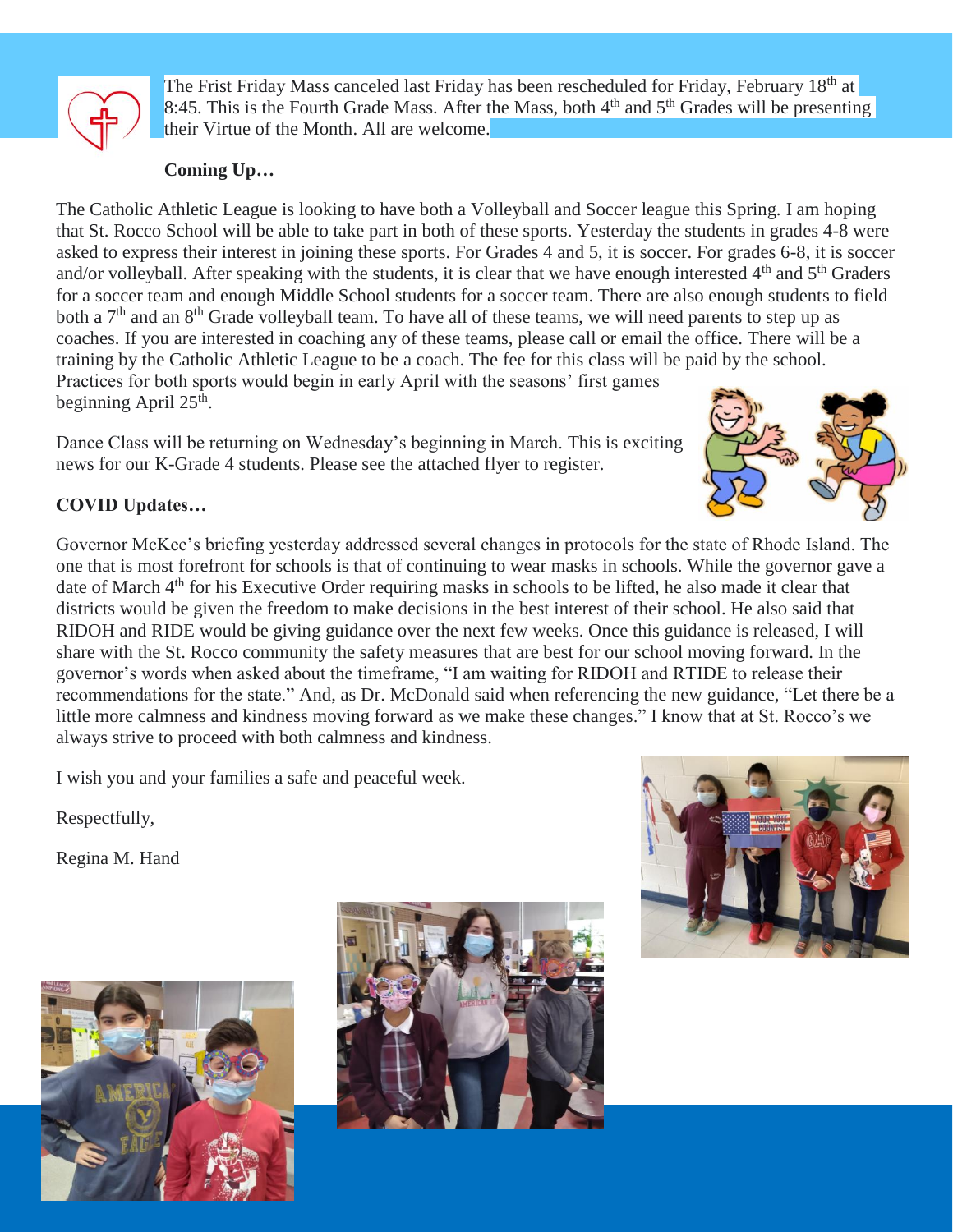The Frist Friday Mass canceled last Friday has been rescheduled for Friday, February 18th at 8:45. This is the Fourth Grade Mass. After the Mass, both 4th and 5th Grades will be presenting their Virtue of the Month. All are welcome.

**Coming Up…**

The Catholic Athletic League is looking to have both a Volleyball and Soccer league this Spring. I am hoping that St. Rocco School will be able to take part in both of these sports. Yesterday the students in grades 4-8 were asked to express their interest in joining these sports. For Grades 4 and 5, it is soccer. For grades 6-8, it is soccer and/or volleyball. After speaking with the students, it is clear that we have enough interested 4th and 5th Graders for a soccer team and enough Middle School students for a soccer team. There are also enough students to field both a 7th and an 8th Grade volleyball team. To have all of these teams, we will need parents to step up as coaches. If you are interested in coaching any of these teams, please call or email the office. There will be a training by the Catholic Athletic League to be a coach. The fee for this class will be paid by the school. Practices for both sports would begin in early April with the seasons' first games beginning April 25th.

Dance Class will be returning on Wednesday's beginning in March. This is exciting news for our K-Grade 4 students. Please see the attached flyer to register.

**COVID Updates…**

Governor McKee's briefing yesterday addressed several changes in protocols for the state of Rhode Island. The one that is most forefront for schools is that of continuing to wear masks in schools. While the governor gave a date of March 4th for his Executive Order requiring masks in schools to be lifted, he also made it clear that districts would be given the freedom to make decisions in the best interest of their school. He also said that RIDOH and RIDE would be giving guidance over the next few weeks. Once this guidance is released, I will share with the St. Rocco community the safety measures that are best for our school moving forward. In the governor's words when asked about the timeframe, "I am waiting for RIDOH and RTIDE to release their recommendations for the state." And, as Dr. McDonald said when referencing the new guidance, "Let there be a little more calmness and kindness moving forward as we make these changes." I know that at St. Rocco's we always strive to proceed with both calmness and kindness.

I wish you and your families a safe and peaceful week.

Respectfully,

Regina M. Hand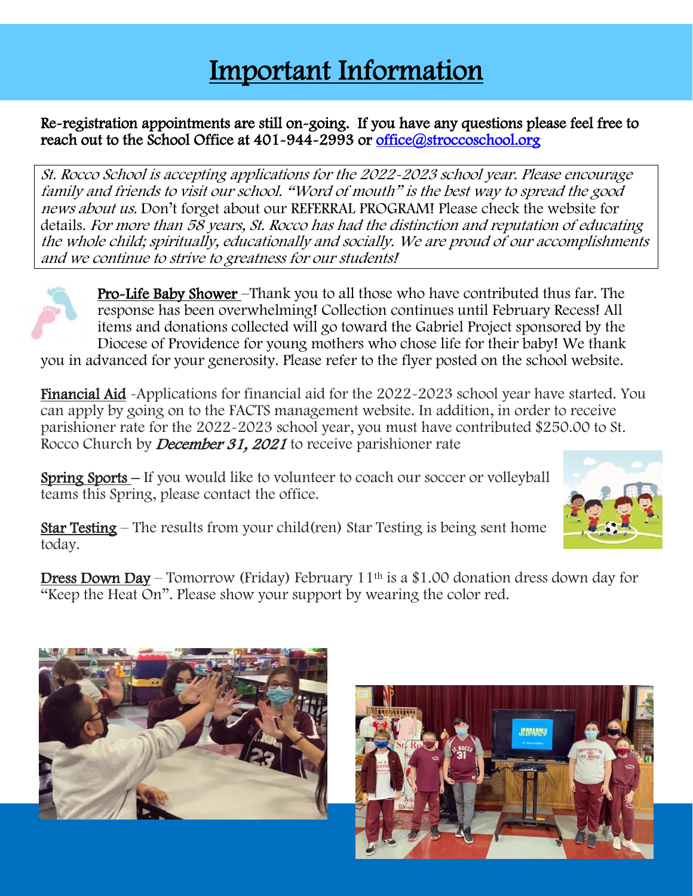# Important Information

**Re-registration appointments are still on-going. If you have any questions please feel free to reach out to the School Office at 401-944-2993 or office@stroccoschool.org**

*St. Rocco School is accepting applications for the 2022-2023 school year. Please encourage family and friends to visit our school. "Word of mouth" is the best way to spread the good news about us.* Don't forget about our REFERRAL PROGRAM! Please check the website for details. *For more than 58 years, St. Rocco has had the distinction and reputation of educating the whole child; spiritually, educationally and socially. We are proud of our accomplishments and we continue to strive to greatness for our students!*

**Pro-Life Baby Shower** –Thank you to all those who have contributed thus far. The response has been overwhelming! Collection continues until February Recess! All items and donations collected will go toward the Gabriel Project sponsored by the Diocese of Providence for young mothers who chose life for their baby! We thank you in advanced for your generosity. Please refer to the flyer posted on the school website.

**Financial Aid** -Applications for financial aid for the 2022-2023 school year have started. You can apply by going on to the FACTS management website. In addition, in order to receive parishioner rate for the 2022-2023 school year, you must have contributed $250.00 to St. Rocco Church by ***December 31, 2021*** to receive parishioner rate

**Spring Sports** – If you would like to volunteer to coach our soccer or volleyball teams this Spring, please contact the office.

**Star Testing** – The results from your child(ren) Star Testing is being sent home today.

**Dress Down Day** – Tomorrow (Friday) February 11th is a $1.00 donation dress down day for "Keep the Heat On". Please show your support by wearing the color red.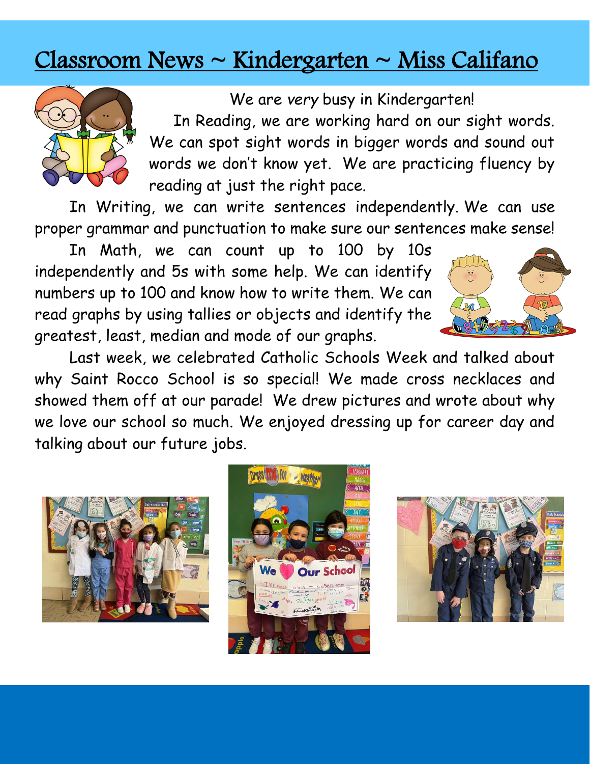# Classroom News ~ Kindergarten ~ Miss Califano

We are *very* busy in Kindergarten!

In Reading, we are working hard on our sight words. We can spot sight words in bigger words and sound out words we don't know yet. We are practicing fluency by reading at just the right pace.

In Writing, we can write sentences independently. We can use proper grammar and punctuation to make sure our sentences make sense!

In Math, we can count up to 100 by 10s independently and 5s with some help. We can identify numbers up to 100 and know how to write them. We can read graphs by using tallies or objects and identify the greatest, least, median and mode of our graphs.

Last week, we celebrated Catholic Schools Week and talked about why Saint Rocco School is so special! We made cross necklaces and showed them off at our parade! We drew pictures and wrote about why we love our school so much. We enjoyed dressing up for career day and talking about our future jobs.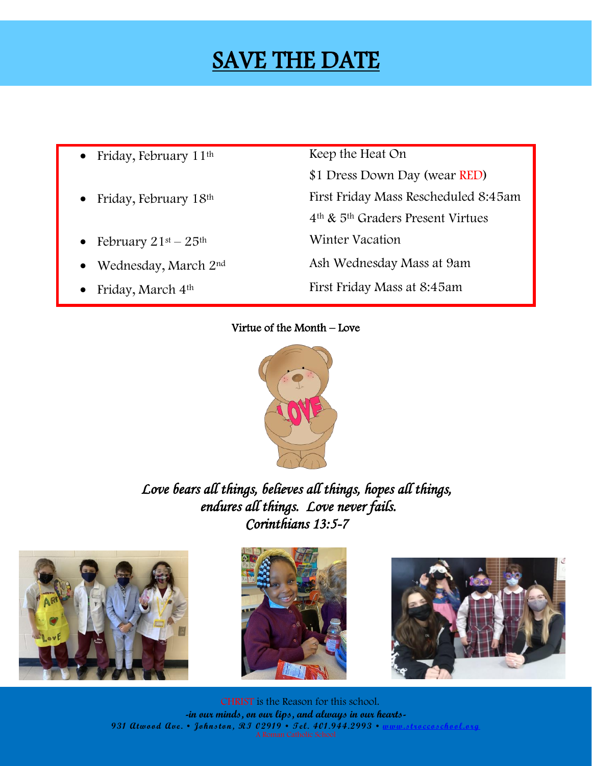# SAVE THE DATE

| | |
|---|---|
| • Friday, February 11th | Keep the Heat On |
| | $1 Dress Down Day (wear RED) |
| • Friday, February 18th | First Friday Mass Rescheduled 8:45am |
| | 4th & 5th Graders Present Virtues |
| • February 21st – 25th | Winter Vacation |
| • Wednesday, March 2nd | Ash Wednesday Mass at 9am |
| • Friday, March 4th | First Friday Mass at 8:45am |

Virtue of the Month – Love

*Love bears all things, believes all things, hopes all things, endures all things. Love never fails.*
*Corinthians 13:5-7*

CHRIST is the Reason for this school.

***-in our minds, on our lips, and always in our hearts-***

***931 Atwood Ave. • Johnston, RI 02919 • Tel. 401.944.2993 • www.stroccoschool.org***

A Roman Catholic School